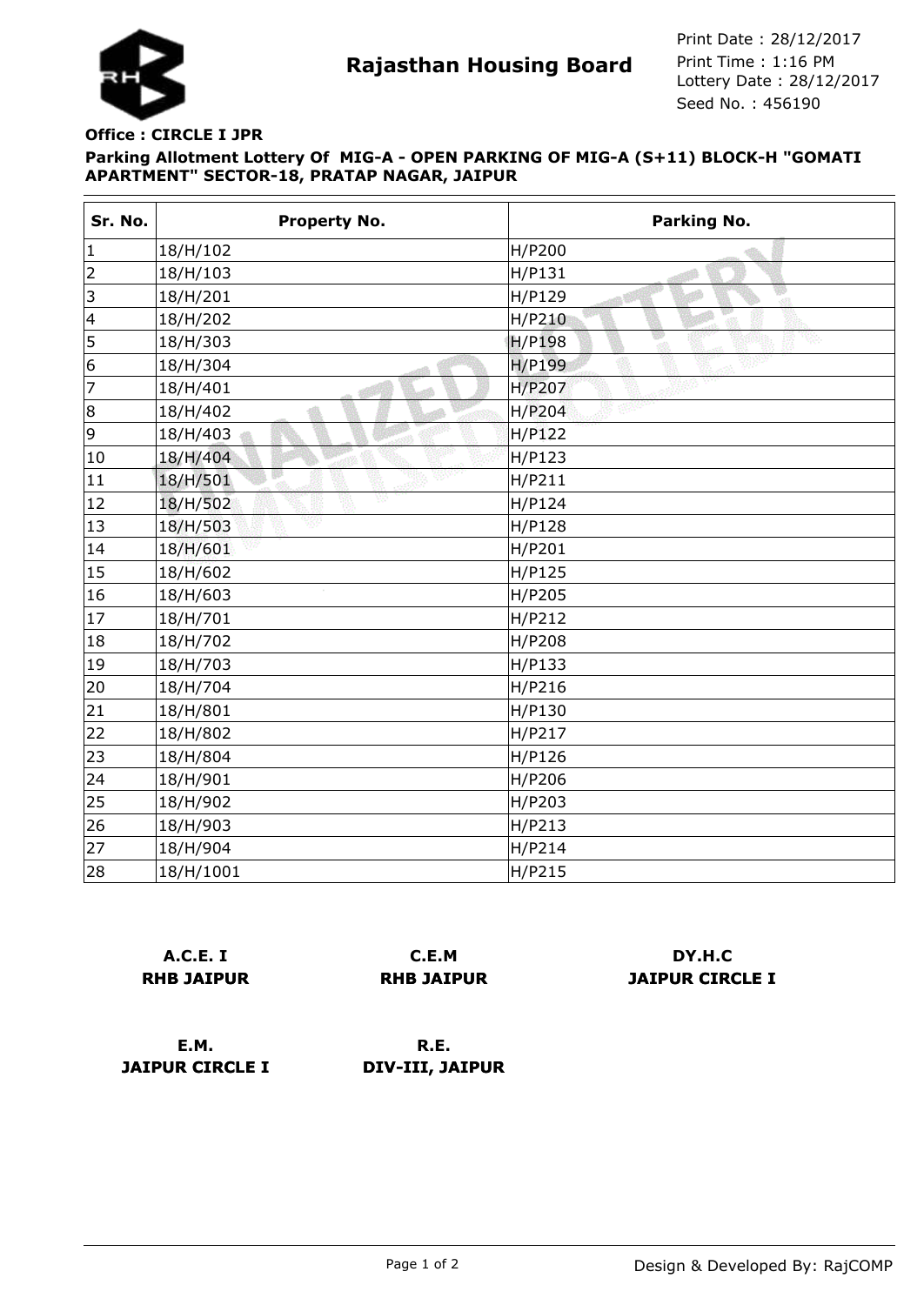**Rajasthan Housing Board**

Print Date : 28/12/2017
Print Time : 1:16 PM
Lottery Date : 28/12/2017
Seed No. : 456190

**Office : CIRCLE I JPR**

**Parking Allotment Lottery Of MIG-A - OPEN PARKING OF MIG-A (S+11) BLOCK-H "GOMATI APARTMENT" SECTOR-18, PRATAP NAGAR, JAIPUR**

| Sr. No. | Property No. | Parking No. |
|---|---|---|
| 1 | 18/H/102 | H/P200 |
| 2 | 18/H/103 | H/P131 |
| 3 | 18/H/201 | H/P129 |
| 4 | 18/H/202 | H/P210 |
| 5 | 18/H/303 | H/P198 |
| 6 | 18/H/304 | H/P199 |
| 7 | 18/H/401 | H/P207 |
| 8 | 18/H/402 | H/P204 |
| 9 | 18/H/403 | H/P122 |
| 10 | 18/H/404 | H/P123 |
| 11 | 18/H/501 | H/P211 |
| 12 | 18/H/502 | H/P124 |
| 13 | 18/H/503 | H/P128 |
| 14 | 18/H/601 | H/P201 |
| 15 | 18/H/602 | H/P125 |
| 16 | 18/H/603 | H/P205 |
| 17 | 18/H/701 | H/P212 |
| 18 | 18/H/702 | H/P208 |
| 19 | 18/H/703 | H/P133 |
| 20 | 18/H/704 | H/P216 |
| 21 | 18/H/801 | H/P130 |
| 22 | 18/H/802 | H/P217 |
| 23 | 18/H/804 | H/P126 |
| 24 | 18/H/901 | H/P206 |
| 25 | 18/H/902 | H/P203 |
| 26 | 18/H/903 | H/P213 |
| 27 | 18/H/904 | H/P214 |
| 28 | 18/H/1001 | H/P215 |

**A.C.E. I**
**RHB JAIPUR**

**C.E.M**
**RHB JAIPUR**

**DY.H.C**
**JAIPUR CIRCLE I**

**E.M.**
**JAIPUR CIRCLE I**

**R.E.**
**DIV-III, JAIPUR**

Design & Developed By: RajCOMP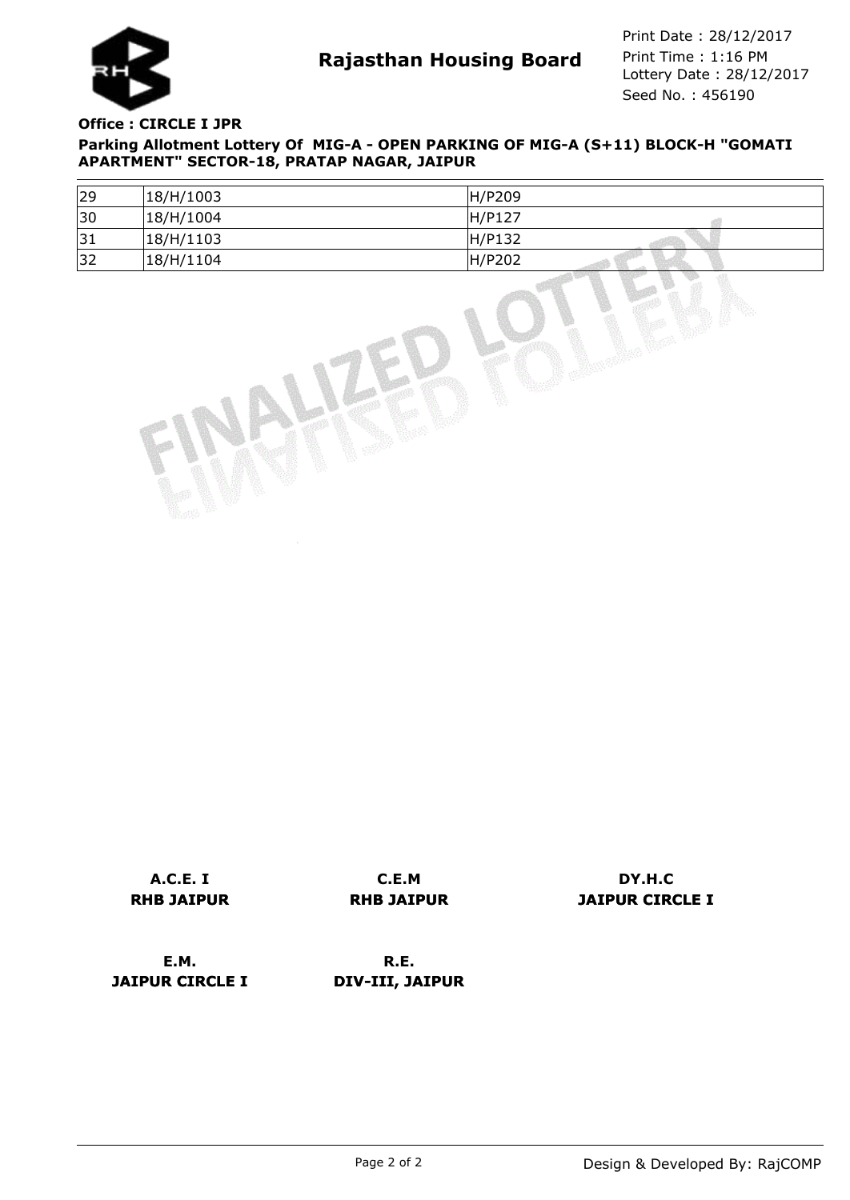**Rajasthan Housing Board**

Print Date : 28/12/2017
Print Time : 1:16 PM
Lottery Date : 28/12/2017
Seed No. : 456190

**Office : CIRCLE I JPR**

**Parking Allotment Lottery Of MIG-A - OPEN PARKING OF MIG-A (S+11) BLOCK-H "GOMATI APARTMENT" SECTOR-18, PRATAP NAGAR, JAIPUR**

| | | |
|---|---|---|
| 29 | 18/H/1003 | H/P209 |
| 30 | 18/H/1004 | H/P127 |
| 31 | 18/H/1103 | H/P132 |
| 32 | 18/H/1104 | H/P202 |

**A.C.E. I**
**RHB JAIPUR**

**C.E.M**
**RHB JAIPUR**

**DY.H.C**
**JAIPUR CIRCLE I**

**E.M.**
**JAIPUR CIRCLE I**

**R.E.**
**DIV-III, JAIPUR**

Design & Developed By: RajCOMP